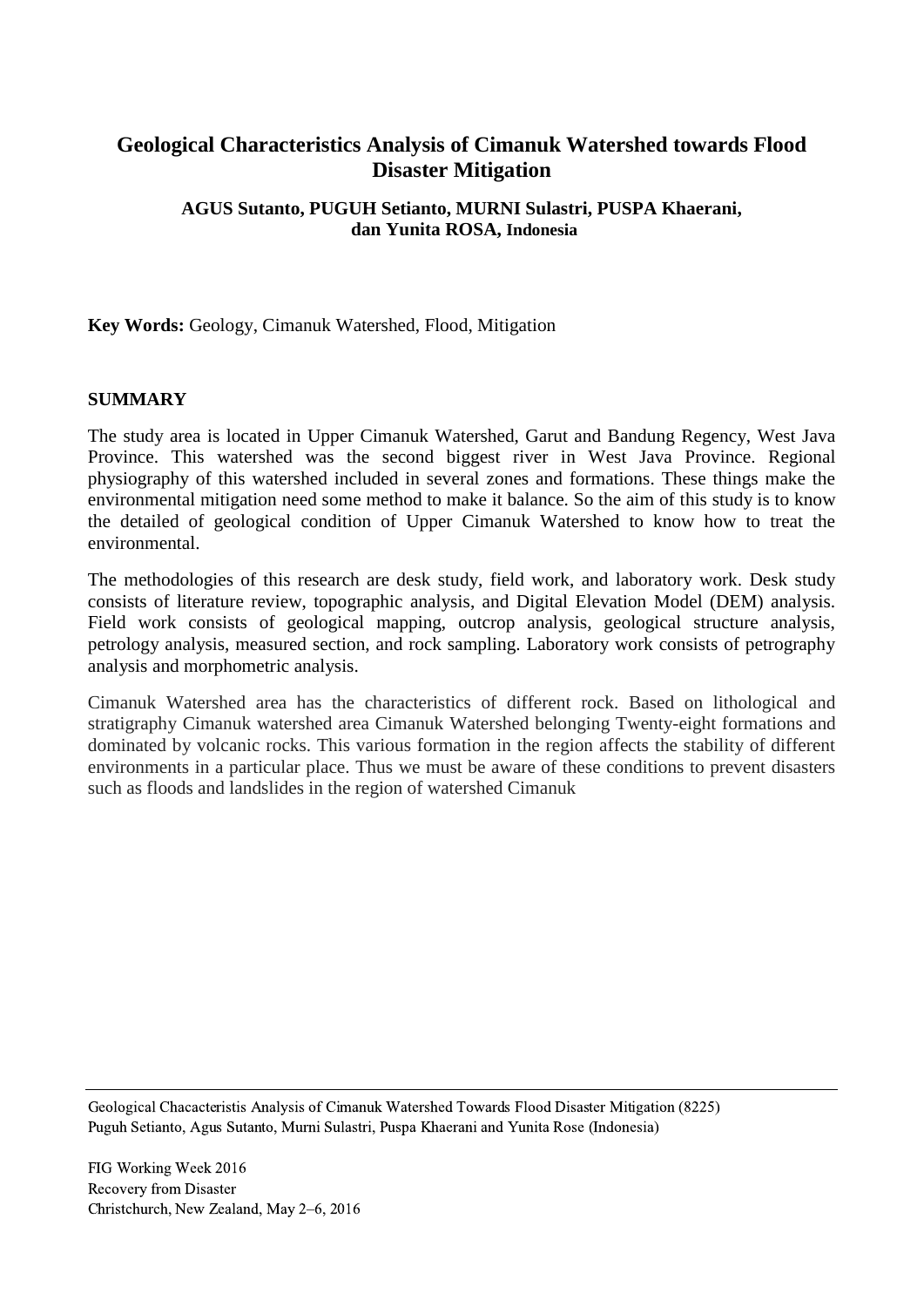# Geological Characteristics Analysis of Cimanuk Watershed towards Flood Disaster Mitigation

**AGUS Sutanto, PUGUH Setianto, MURNI Sulastri, PUSPA Khaerani, dan Yunita ROSA, Indonesia**

**Key Words:** Geology, Cimanuk Watershed, Flood, Mitigation

## SUMMARY

The study area is located in Upper Cimanuk Watershed, Garut and Bandung Regency, West Java Province. This watershed was the second biggest river in West Java Province. Regional physiography of this watershed included in several zones and formations. These things make the environmental mitigation need some method to make it balance. So the aim of this study is to know the detailed of geological condition of Upper Cimanuk Watershed to know how to treat the environmental.

The methodologies of this research are desk study, field work, and laboratory work. Desk study consists of literature review, topographic analysis, and Digital Elevation Model (DEM) analysis. Field work consists of geological mapping, outcrop analysis, geological structure analysis, petrology analysis, measured section, and rock sampling. Laboratory work consists of petrography analysis and morphometric analysis.

Cimanuk Watershed area has the characteristics of different rock. Based on lithological and stratigraphy Cimanuk watershed area Cimanuk Watershed belonging Twenty-eight formations and dominated by volcanic rocks. This various formation in the region affects the stability of different environments in a particular place. Thus we must be aware of these conditions to prevent disasters such as floods and landslides in the region of watershed Cimanuk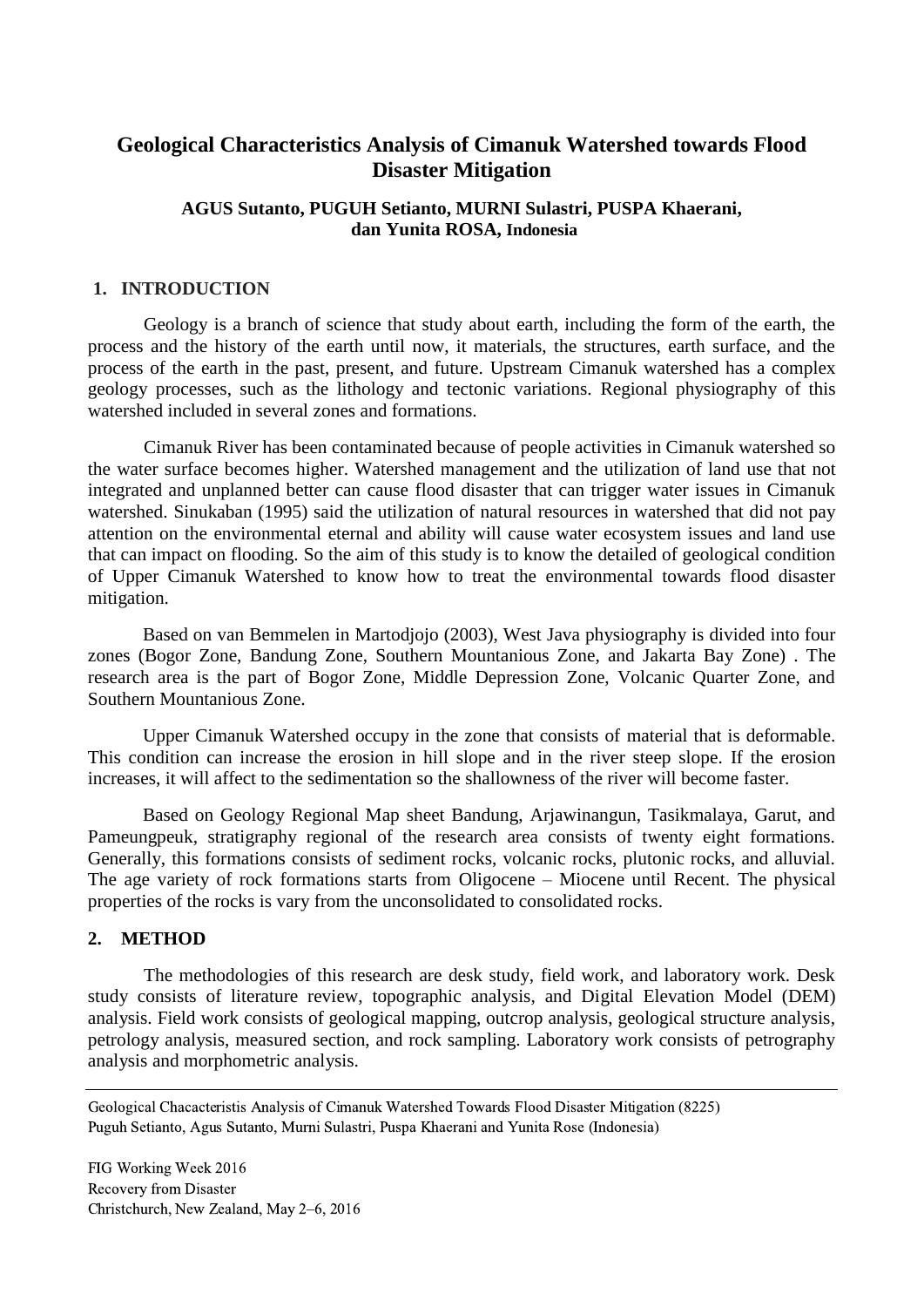# Geological Characteristics Analysis of Cimanuk Watershed towards Flood Disaster Mitigation

**AGUS Sutanto, PUGUH Setianto, MURNI Sulastri, PUSPA Khaerani, dan Yunita ROSA, Indonesia**

## 1. INTRODUCTION

Geology is a branch of science that study about earth, including the form of the earth, the process and the history of the earth until now, it materials, the structures, earth surface, and the process of the earth in the past, present, and future. Upstream Cimanuk watershed has a complex geology processes, such as the lithology and tectonic variations. Regional physiography of this watershed included in several zones and formations.

Cimanuk River has been contaminated because of people activities in Cimanuk watershed so the water surface becomes higher. Watershed management and the utilization of land use that not integrated and unplanned better can cause flood disaster that can trigger water issues in Cimanuk watershed. Sinukaban (1995) said the utilization of natural resources in watershed that did not pay attention on the environmental eternal and ability will cause water ecosystem issues and land use that can impact on flooding. So the aim of this study is to know the detailed of geological condition of Upper Cimanuk Watershed to know how to treat the environmental towards flood disaster mitigation.

Based on van Bemmelen in Martodjojo (2003), West Java physiography is divided into four zones (Bogor Zone, Bandung Zone, Southern Mountanious Zone, and Jakarta Bay Zone) . The research area is the part of Bogor Zone, Middle Depression Zone, Volcanic Quarter Zone, and Southern Mountanious Zone.

Upper Cimanuk Watershed occupy in the zone that consists of material that is deformable. This condition can increase the erosion in hill slope and in the river steep slope. If the erosion increases, it will affect to the sedimentation so the shallowness of the river will become faster.

Based on Geology Regional Map sheet Bandung, Arjawinangun, Tasikmalaya, Garut, and Pameungpeuk, stratigraphy regional of the research area consists of twenty eight formations. Generally, this formations consists of sediment rocks, volcanic rocks, plutonic rocks, and alluvial. The age variety of rock formations starts from Oligocene – Miocene until Recent. The physical properties of the rocks is vary from the unconsolidated to consolidated rocks.

## 2. METHOD

The methodologies of this research are desk study, field work, and laboratory work. Desk study consists of literature review, topographic analysis, and Digital Elevation Model (DEM) analysis. Field work consists of geological mapping, outcrop analysis, geological structure analysis, petrology analysis, measured section, and rock sampling. Laboratory work consists of petrography analysis and morphometric analysis.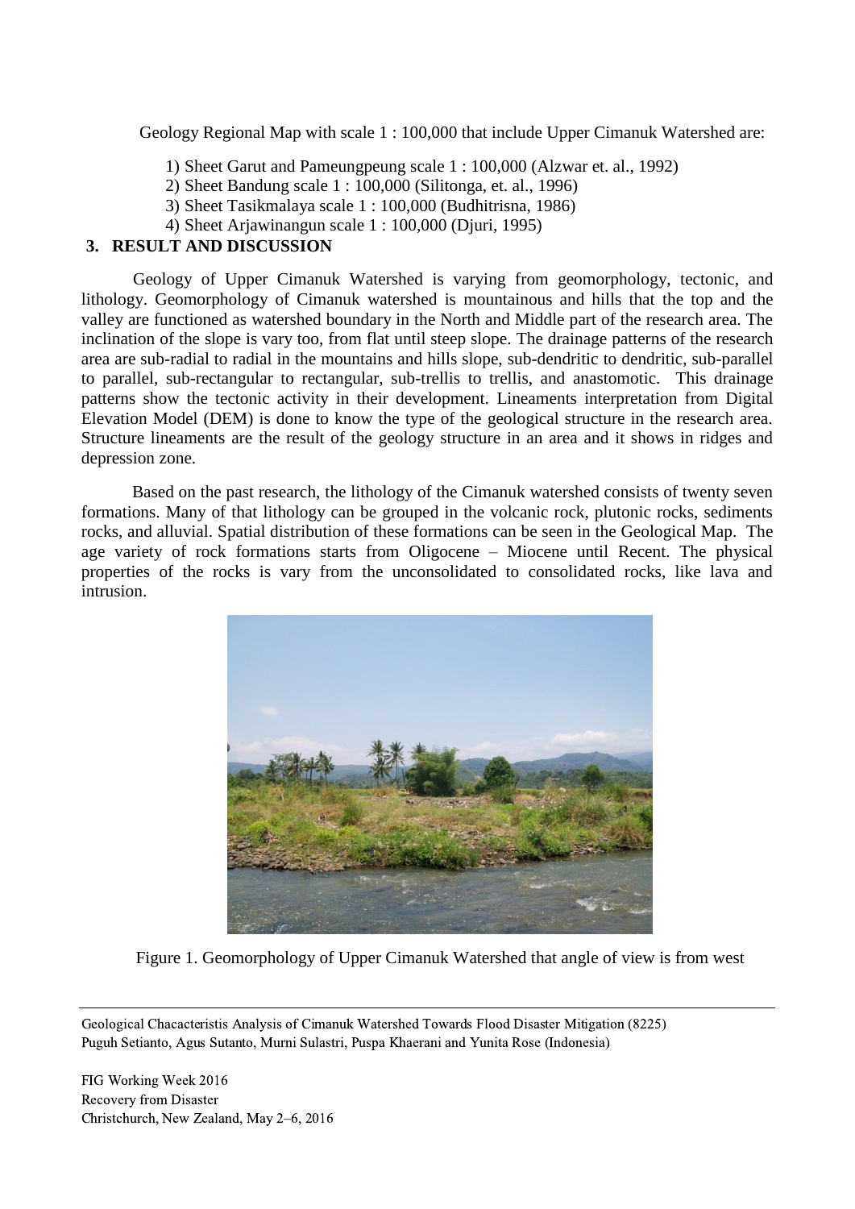Geology Regional Map with scale 1 : 100,000 that include Upper Cimanuk Watershed are:

1) Sheet Garut and Pameungpeung scale 1 : 100,000 (Alzwar et. al., 1992)
2) Sheet Bandung scale 1 : 100,000 (Silitonga, et. al., 1996)
3) Sheet Tasikmalaya scale 1 : 100,000 (Budhitrisna, 1986)
4) Sheet Arjawinangun scale 1 : 100,000 (Djuri, 1995)

## 3. RESULT AND DISCUSSION

Geology of Upper Cimanuk Watershed is varying from geomorphology, tectonic, and lithology. Geomorphology of Cimanuk watershed is mountainous and hills that the top and the valley are functioned as watershed boundary in the North and Middle part of the research area. The inclination of the slope is vary too, from flat until steep slope. The drainage patterns of the research area are sub-radial to radial in the mountains and hills slope, sub-dendritic to dendritic, sub-parallel to parallel, sub-rectangular to rectangular, sub-trellis to trellis, and anastomotic. This drainage patterns show the tectonic activity in their development. Lineaments interpretation from Digital Elevation Model (DEM) is done to know the type of the geological structure in the research area. Structure lineaments are the result of the geolgy structure in an area and it shows in ridges and depression zone.

Based on the past research, the lithology of the Cimanuk watershed consists of twenty seven formations. Many of that lithology can be grouped in the volcanic rock, plutonic rocks, sediments rocks, and alluvial. Spatial distribution of these formations can be seen in the Geological Map. The age variety of rock formations starts from Oligocene – Miocene until Recent. The physical properties of the rocks is vary from the unconsolidated to consolidated rocks, like lava and intrusion.

Figure 1. Geomorphology of Upper Cimanuk Watershed that angle of view is from west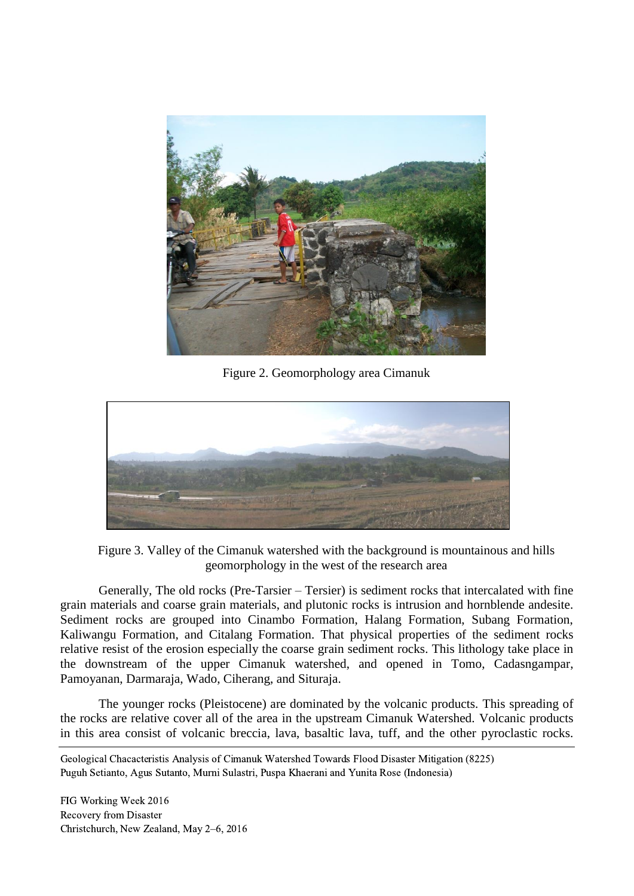Figure 2. Geomorphology area Cimanuk

Figure 3. Valley of the Cimanuk watershed with the background is mountainous and hills geomorphology in the west of the research area

Generally, The old rocks (Pre-Tarsier – Tersier) is sediment rocks that intercalated with fine grain materials and coarse grain materials, and plutonic rocks is intrusion and hornblende andesite. Sediment rocks are grouped into Cinambo Formation, Halang Formation, Subang Formation, Kaliwangu Formation, and Citalang Formation. That physical properties of the sediment rocks relative resist of the erosion especially the coarse grain sediment rocks. This lithology take place in the downstream of the upper Cimanuk watershed, and opened in Tomo, Cadasngampar, Pamoyanan, Darmaraja, Wado, Ciherang, and Situraja.

The younger rocks (Pleistocene) are dominated by the volcanic products. This spreading of the rocks are relative cover all of the area in the upstream Cimanuk Watershed. Volcanic products in this area consist of volcanic breccia, lava, basaltic lava, tuff, and the other pyroclastic rocks.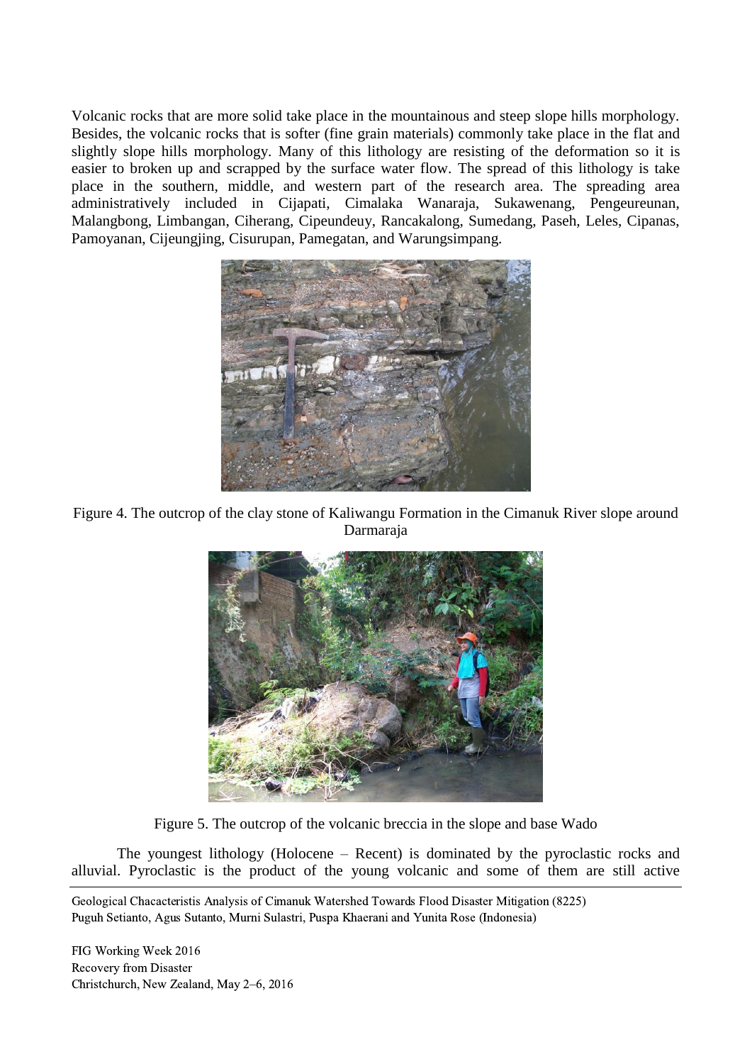Volcanic rocks that are more solid take place in the mountainous and steep slope hills morphology. Besides, the volcanic rocks that is softer (fine grain materials) commonly take place in the flat and slightly slope hills morphology. Many of this lithology are resisting of the deformation so it is easier to broken up and scrapped by the surface water flow. The spread of this lithology is take place in the southern, middle, and western part of the research area. The spreading area administratively included in Cijapati, Cimalaka Wanaraja, Sukawenang, Pengeureunan, Malangbong, Limbangan, Ciherang, Cipeundeuy, Rancakalong, Sumedang, Paseh, Leles, Cipanas, Pamoyanan, Cijeungjing, Cisurupan, Pamegatan, and Warungsimpang.

Figure 4. The outcrop of the clay stone of Kaliwangu Formation in the Cimanuk River slope around Darmaraja

Figure 5. The outcrop of the volcanic breccia in the slope and base Wado

The youngest lithology (Holocene – Recent) is dominated by the pyroclastic rocks and alluvial. Pyroclastic is the product of the young volcanic and some of them are still active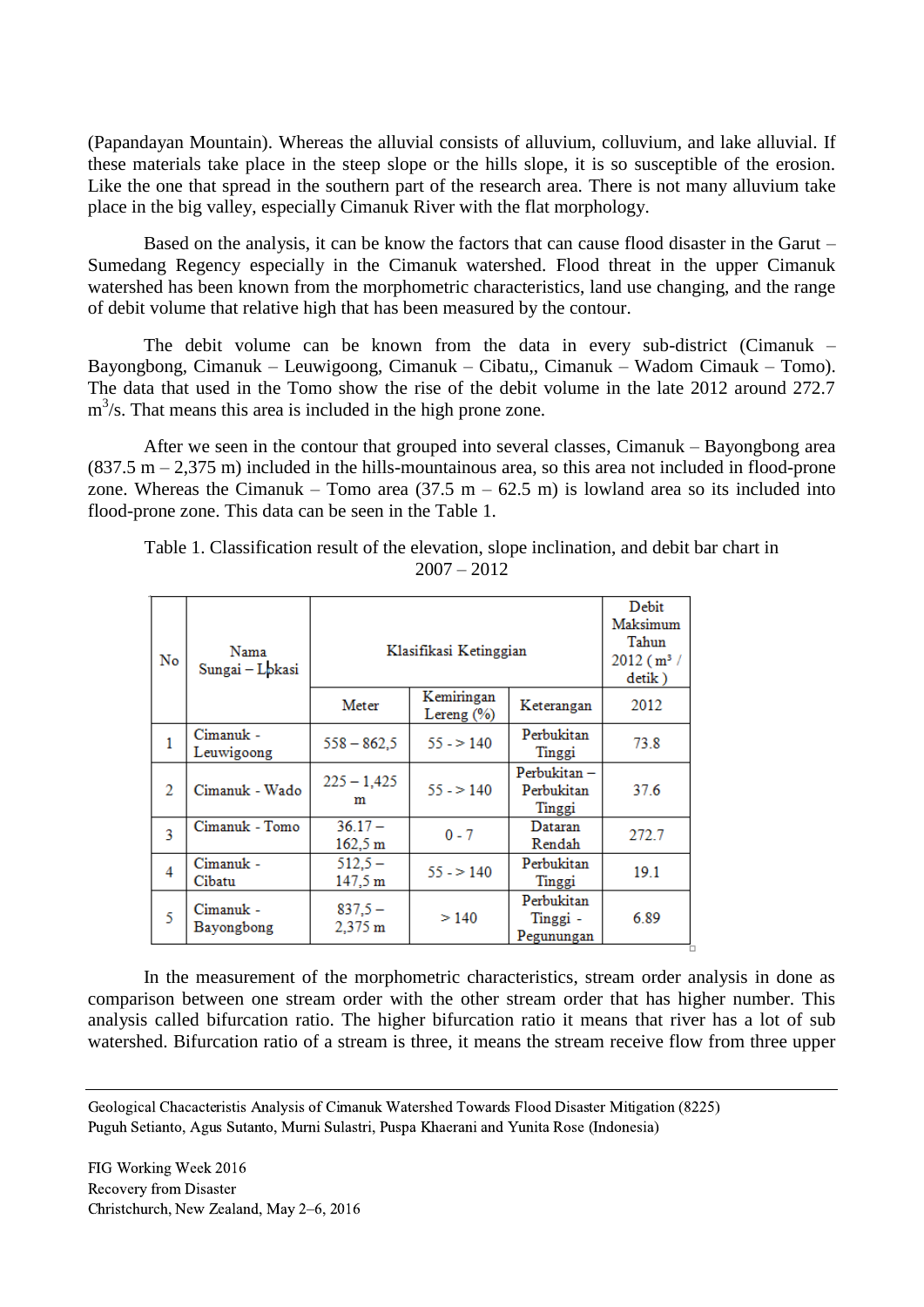(Papandayan Mountain). Whereas the alluvial consists of alluvium, colluvium, and lake alluvial. If these materials take place in the steep slope or the hills slope, it is so susceptible of the erosion. Like the one that spread in the southern part of the research area. There is not many alluvium take place in the big valley, especially Cimanuk River with the flat morphology.

Based on the analysis, it can be know the factors that can cause flood disaster in the Garut – Sumedang Regency especially in the Cimanuk watershed. Flood threat in the upper Cimanuk watershed has been known from the morphometric characteristics, land use changing, and the range of debit volume that relative high that has been measured by the contour.

The debit volume can be known from the data in every sub-district (Cimanuk – Bayongbong, Cimanuk – Leuwigoong, Cimanuk – Cibatu,, Cimanuk – Wadom Cimauk – Tomo). The data that used in the Tomo show the rise of the debit volume in the late 2012 around 272.7 $m^3$/s. That means this area is included in the high prone zone.

After we seen in the contour that grouped into several classes, Cimanuk – Bayongbong area (837.5 m – 2,375 m) included in the hills-mountainous area, so this area not included in flood-prone zone. Whereas the Cimanuk – Tomo area (37.5 m – 62.5 m) is lowland area so its included into flood-prone zone. This data can be seen in the Table 1.

Table 1. Classification result of the elevation, slope inclination, and debit bar chart in 2007 – 2012

| No | Nama Sungai – Lokasi | Klasifikasi Ketinggian | | | Debit Maksimum Tahun 2012 ( m³ / detik ) |
|---|---|---|---|---|---|
| | | Meter | Kemiringan Lereng (%) | Keterangan | 2012 |
| 1 | Cimanuk - Leuwigoong | 558 – 862,5 | 55 - > 140 | Perbukitan Tinggi | 73.8 |
| 2 | Cimanuk - Wado | 225 – 1,425 m | 55 - > 140 | Perbukitan – Perbukitan Tinggi | 37.6 |
| 3 | Cimanuk - Tomo | 36.17 – 162,5 m | 0 - 7 | Dataran Rendah | 272.7 |
| 4 | Cimanuk - Cibatu | 512,5 – 147,5 m | 55 - > 140 | Perbukitan Tinggi | 19.1 |
| 5 | Cimanuk - Bayongbong | 837,5 – 2,375 m | > 140 | Perbukitan Tinggi - Pegunungan | 6.89 |

In the measurement of the morphometric characteristics, stream order analysis in done as comparison between one stream order with the other stream order that has higher number. This analysis called bifurcation ratio. The higher bifurcation ratio it means that river has a lot of sub watershed. Bifurcation ratio of a stream is three, it means the stream receive flow from three upper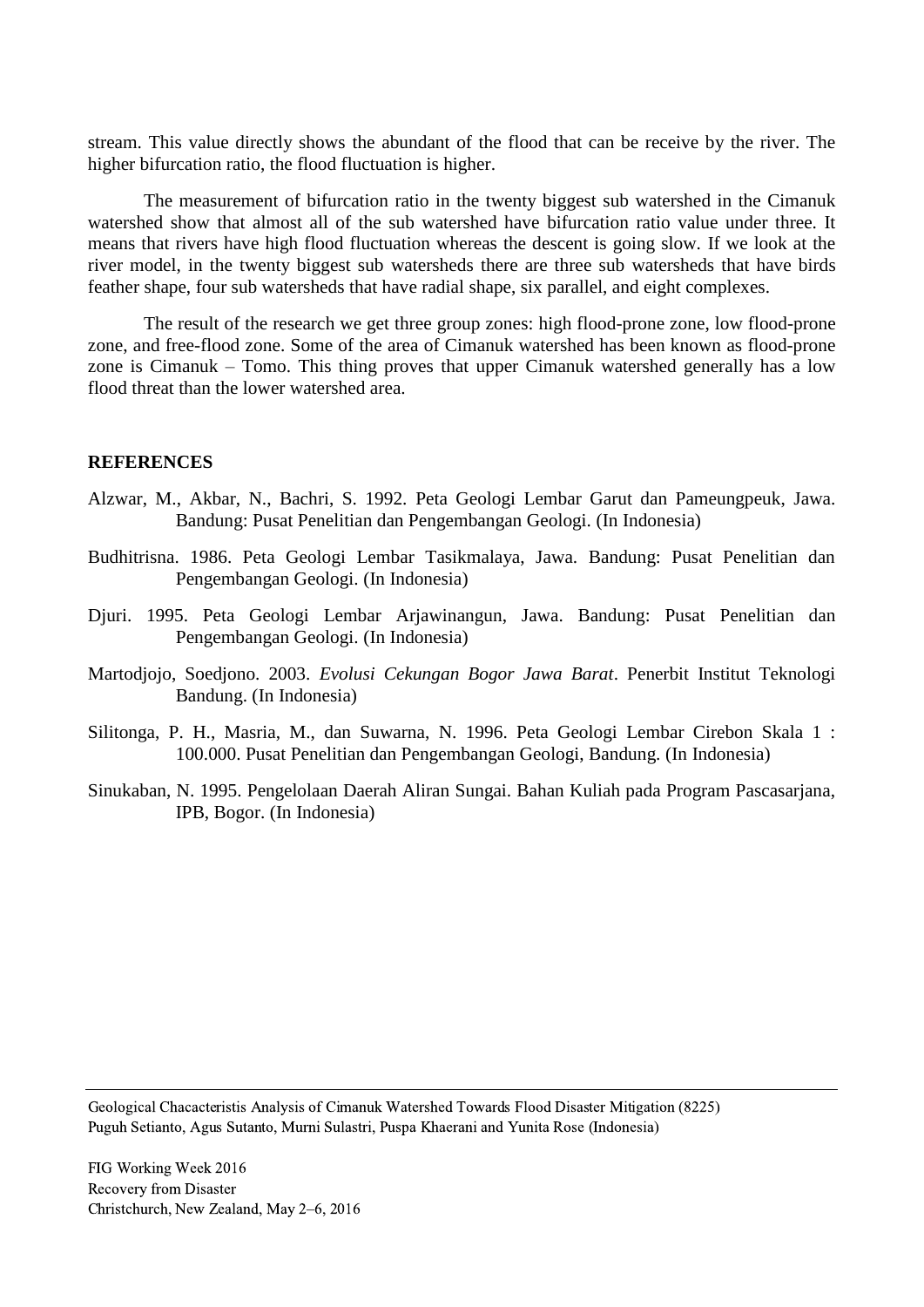stream. This value directly shows the abundant of the flood that can be receive by the river. The higher bifurcation ratio, the flood fluctuation is higher.

The measurement of bifurcation ratio in the twenty biggest sub watershed in the Cimanuk watershed show that almost all of the sub watershed have bifurcation ratio value under three. It means that rivers have high flood fluctuation whereas the descent is going slow. If we look at the river model, in the twenty biggest sub watersheds there are three sub watersheds that have birds feather shape, four sub watersheds that have radial shape, six parallel, and eight complexes.

The result of the research we get three group zones: high flood-prone zone, low flood-prone zone, and free-flood zone. Some of the area of Cimanuk watershed has been known as flood-prone zone is Cimanuk – Tomo. This thing proves that upper Cimanuk watershed generally has a low flood threat than the lower watershed area.

## REFERENCES

Alzwar, M., Akbar, N., Bachri, S. 1992. Peta Geologi Lembar Garut dan Pameungpeuk, Jawa. Bandung: Pusat Penelitian dan Pengembangan Geologi. (In Indonesia)

Budhitrisna. 1986. Peta Geologi Lembar Tasikmalaya, Jawa. Bandung: Pusat Penelitian dan Pengembangan Geologi. (In Indonesia)

Djuri. 1995. Peta Geologi Lembar Arjawinangun, Jawa. Bandung: Pusat Penelitian dan Pengembangan Geologi. (In Indonesia)

Martodjojo, Soedjono. 2003. *Evolusi Cekungan Bogor Jawa Barat*. Penerbit Institut Teknologi Bandung. (In Indonesia)

Silitonga, P. H., Masria, M., dan Suwarna, N. 1996. Peta Geologi Lembar Cirebon Skala 1 : 100.000. Pusat Penelitian dan Pengembangan Geologi, Bandung. (In Indonesia)

Sinukaban, N. 1995. Pengelolaan Daerah Aliran Sungai. Bahan Kuliah pada Program Pascasarjana, IPB, Bogor. (In Indonesia)